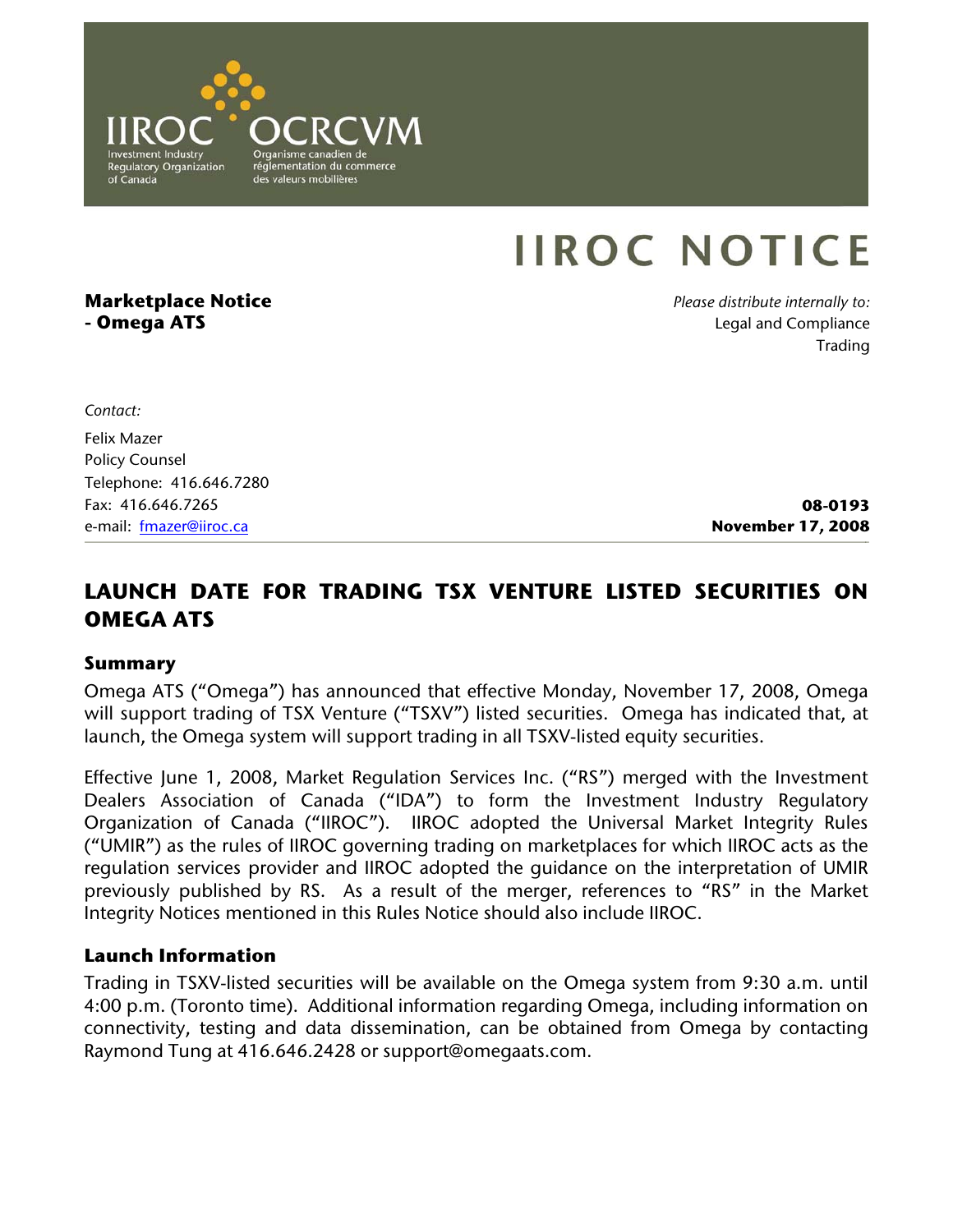IIROC OCRCVM
Investment Industry Regulatory Organization of Canada
Organisme canadien de réglementation du commerce des valeurs mobilières

# IIROC NOTICE

**Marketplace Notice**
**- Omega ATS**

*Please distribute internally to:*
Legal and Compliance
Trading

*Contact:*

Felix Mazer
Policy Counsel
Telephone: 416.646.7280
Fax: 416.646.7265
e-mail: fmazer@iiroc.ca

**08-0193**
**November 17, 2008**

## LAUNCH DATE FOR TRADING TSX VENTURE LISTED SECURITIES ON OMEGA ATS

### Summary

Omega ATS ("Omega") has announced that effective Monday, November 17, 2008, Omega will support trading of TSX Venture ("TSXV") listed securities. Omega has indicated that, at launch, the Omega system will support trading in all TSXV-listed equity securities.

Effective June 1, 2008, Market Regulation Services Inc. ("RS") merged with the Investment Dealers Association of Canada ("IDA") to form the Investment Industry Regulatory Organization of Canada ("IIROC"). IIROC adopted the Universal Market Integrity Rules ("UMIR") as the rules of IIROC governing trading on marketplaces for which IIROC acts as the regulation services provider and IIROC adopted the guidance on the interpretation of UMIR previously published by RS. As a result of the merger, references to "RS" in the Market Integrity Notices mentioned in this Rules Notice should also include IIROC.

### Launch Information

Trading in TSXV-listed securities will be available on the Omega system from 9:30 a.m. until 4:00 p.m. (Toronto time). Additional information regarding Omega, including information on connectivity, testing and data dissemination, can be obtained from Omega by contacting Raymond Tung at 416.646.2428 or support@omegaats.com.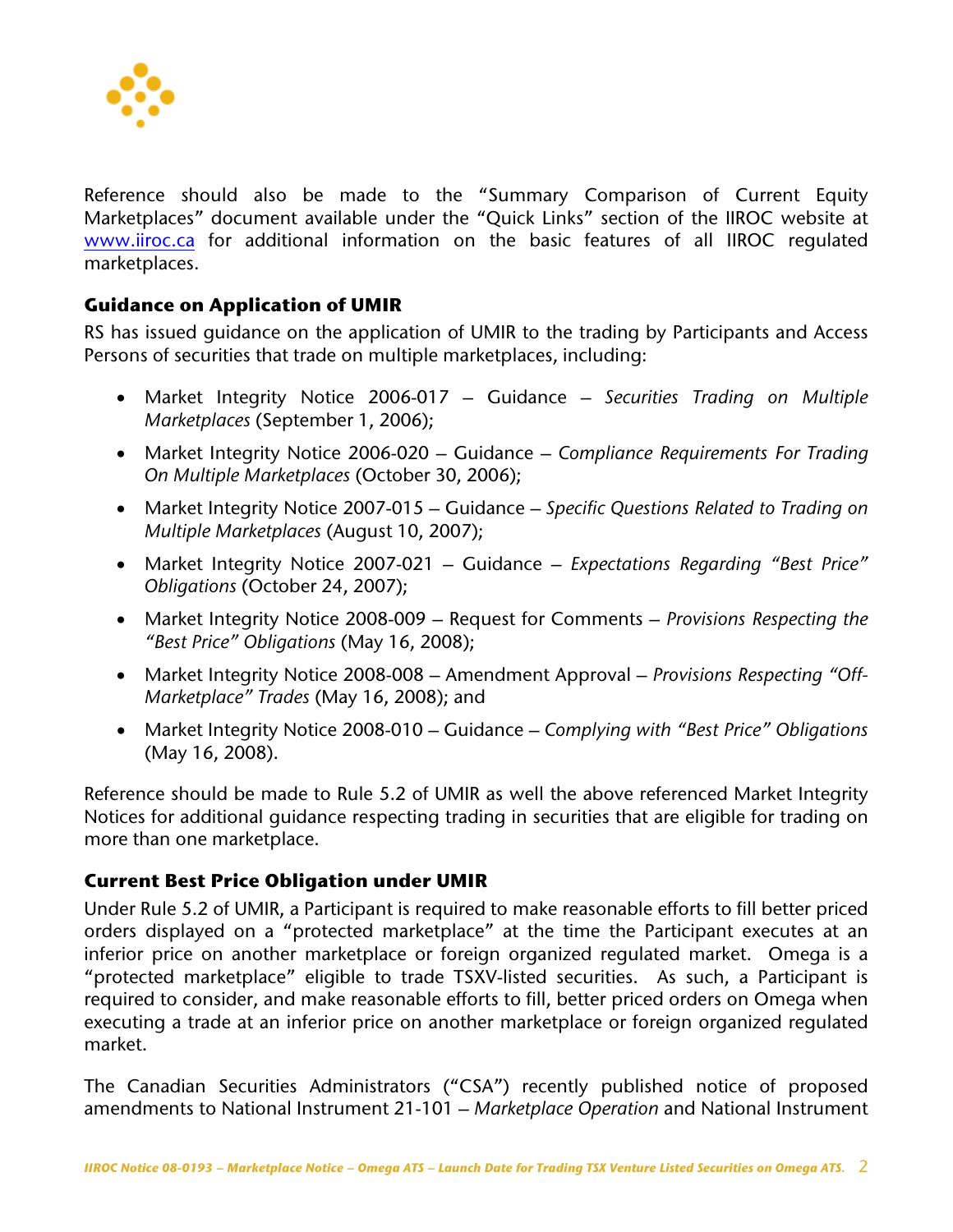Reference should also be made to the "Summary Comparison of Current Equity Marketplaces" document available under the "Quick Links" section of the IIROC website at www.iiroc.ca for additional information on the basic features of all IIROC regulated marketplaces.

### Guidance on Application of UMIR

RS has issued guidance on the application of UMIR to the trading by Participants and Access Persons of securities that trade on multiple marketplaces, including:

- Market Integrity Notice 2006-017 – Guidance – *Securities Trading on Multiple Marketplaces* (September 1, 2006);
- Market Integrity Notice 2006-020 – Guidance – *Compliance Requirements For Trading On Multiple Marketplaces* (October 30, 2006);
- Market Integrity Notice 2007-015 – Guidance – *Specific Questions Related to Trading on Multiple Marketplaces* (August 10, 2007);
- Market Integrity Notice 2007-021 – Guidance – *Expectations Regarding "Best Price" Obligations* (October 24, 2007);
- Market Integrity Notice 2008-009 – Request for Comments – *Provisions Respecting the "Best Price" Obligations* (May 16, 2008);
- Market Integrity Notice 2008-008 – Amendment Approval – *Provisions Respecting "Off-Marketplace" Trades* (May 16, 2008); and
- Market Integrity Notice 2008-010 – Guidance – *Complying with "Best Price" Obligations* (May 16, 2008).

Reference should be made to Rule 5.2 of UMIR as well the above referenced Market Integrity Notices for additional guidance respecting trading in securities that are eligible for trading on more than one marketplace.

### Current Best Price Obligation under UMIR

Under Rule 5.2 of UMIR, a Participant is required to make reasonable efforts to fill better priced orders displayed on a "protected marketplace" at the time the Participant executes at an inferior price on another marketplace or foreign organized regulated market. Omega is a "protected marketplace" eligible to trade TSXV-listed securities. As such, a Participant is required to consider, and make reasonable efforts to fill, better priced orders on Omega when executing a trade at an inferior price on another marketplace or foreign organized regulated market.

The Canadian Securities Administrators ("CSA") recently published notice of proposed amendments to National Instrument 21-101 – *Marketplace Operation* and National Instrument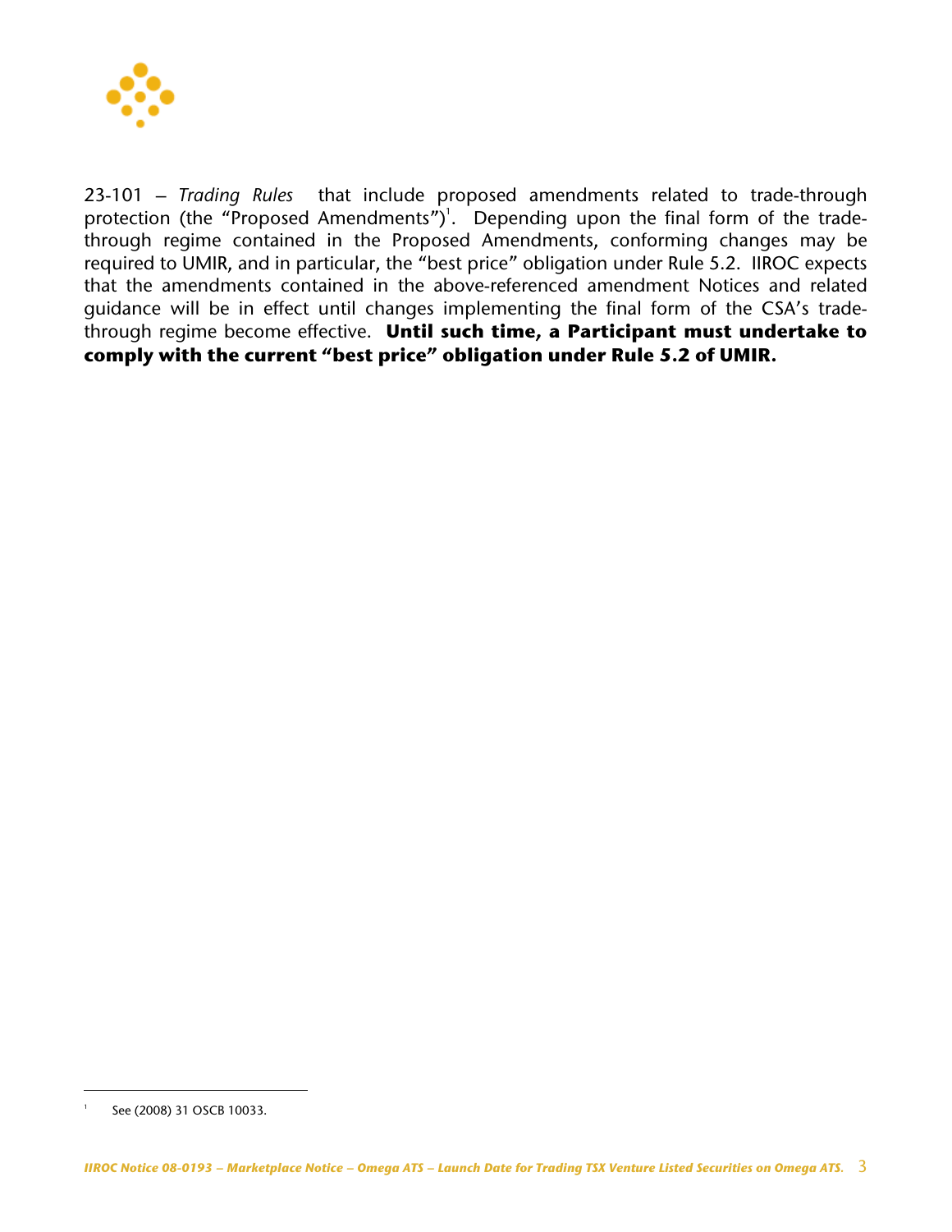23-101 – *Trading Rules* that include proposed amendments related to trade-through protection (the "Proposed Amendments")[1]. Depending upon the final form of the trade-through regime contained in the Proposed Amendments, conforming changes may be required to UMIR, and in particular, the "best price" obligation under Rule 5.2. IIROC expects that the amendments contained in the above-referenced amendment Notices and related guidance will be in effect until changes implementing the final form of the CSA's trade-through regime become effective. **Until such time, a Participant must undertake to comply with the current "best price" obligation under Rule 5.2 of UMIR.**

---

[1] See (2008) 31 OSCB 10033.